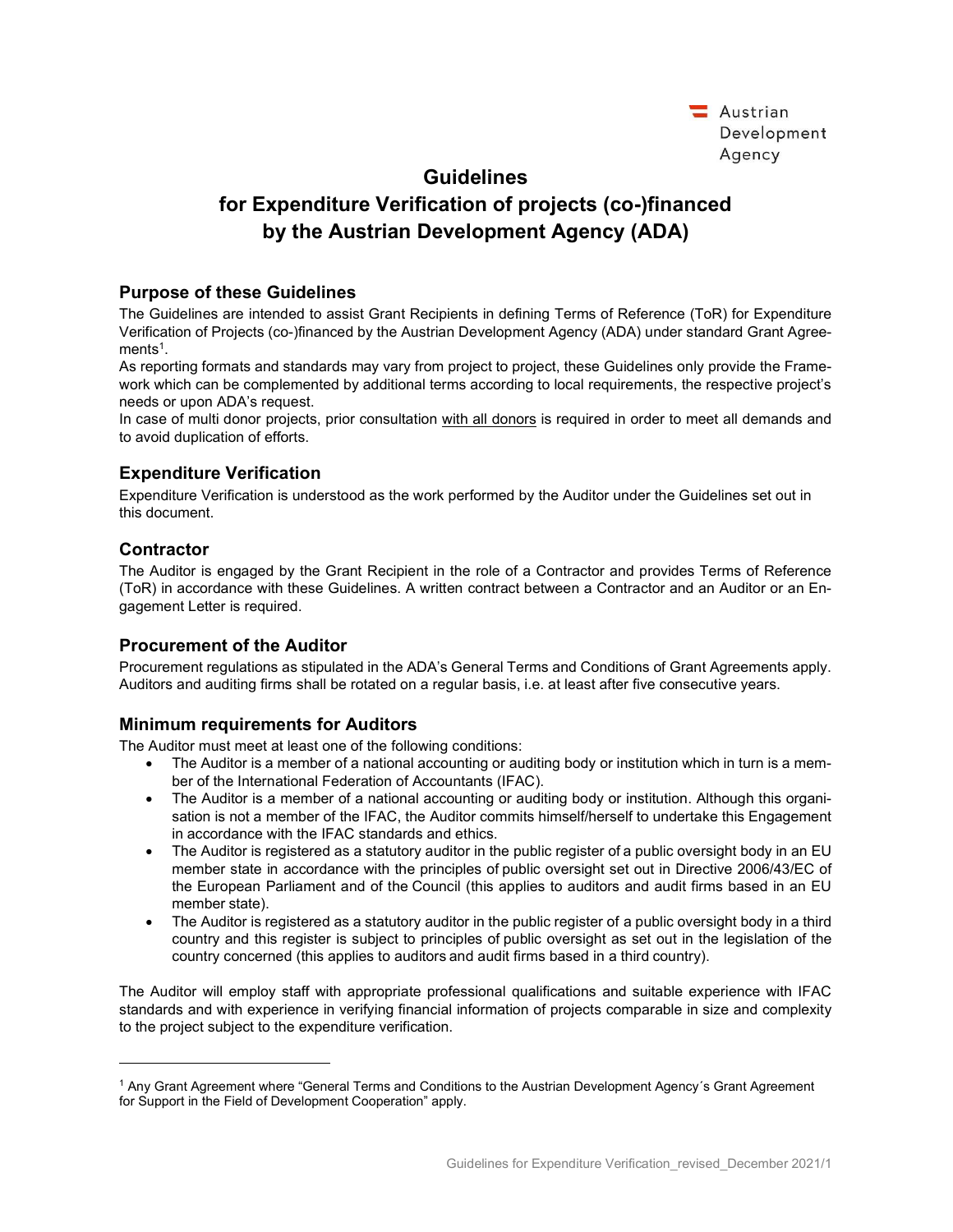# Guidelines for Expenditure Verification of projects (co-)financed by the Austrian Development Agency (ADA)

## Purpose of these Guidelines

The Guidelines are intended to assist Grant Recipients in defining Terms of Reference (ToR) for Expenditure Verification of Projects (co-)financed by the Austrian Development Agency (ADA) under standard Grant Agreements[1].

As reporting formats and standards may vary from project to project, these Guidelines only provide the Framework which can be complemented by additional terms according to local requirements, the respective project's needs or upon ADA's request.

In case of multi donor projects, prior consultation with all donors is required in order to meet all demands and to avoid duplication of efforts.

## Expenditure Verification

Expenditure Verification is understood as the work performed by the Auditor under the Guidelines set out in this document.

## Contractor

The Auditor is engaged by the Grant Recipient in the role of a Contractor and provides Terms of Reference (ToR) in accordance with these Guidelines. A written contract between a Contractor and an Auditor or an Engagement Letter is required.

## Procurement of the Auditor

Procurement regulations as stipulated in the ADA's General Terms and Conditions of Grant Agreements apply. Auditors and auditing firms shall be rotated on a regular basis, i.e. at least after five consecutive years.

## Minimum requirements for Auditors

The Auditor must meet at least one of the following conditions:

- The Auditor is a member of a national accounting or auditing body or institution which in turn is a member of the International Federation of Accountants (IFAC).
- The Auditor is a member of a national accounting or auditing body or institution. Although this organisation is not a member of the IFAC, the Auditor commits himself/herself to undertake this Engagement in accordance with the IFAC standards and ethics.
- The Auditor is registered as a statutory auditor in the public register of a public oversight body in an EU member state in accordance with the principles of public oversight set out in Directive 2006/43/EC of the European Parliament and of the Council (this applies to auditors and audit firms based in an EU member state).
- The Auditor is registered as a statutory auditor in the public register of a public oversight body in a third country and this register is subject to principles of public oversight as set out in the legislation of the country concerned (this applies to auditors and audit firms based in a third country).

The Auditor will employ staff with appropriate professional qualifications and suitable experience with IFAC standards and with experience in verifying financial information of projects comparable in size and complexity to the project subject to the expenditure verification.

[1] Any Grant Agreement where "General Terms and Conditions to the Austrian Development Agency´s Grant Agreement for Support in the Field of Development Cooperation" apply.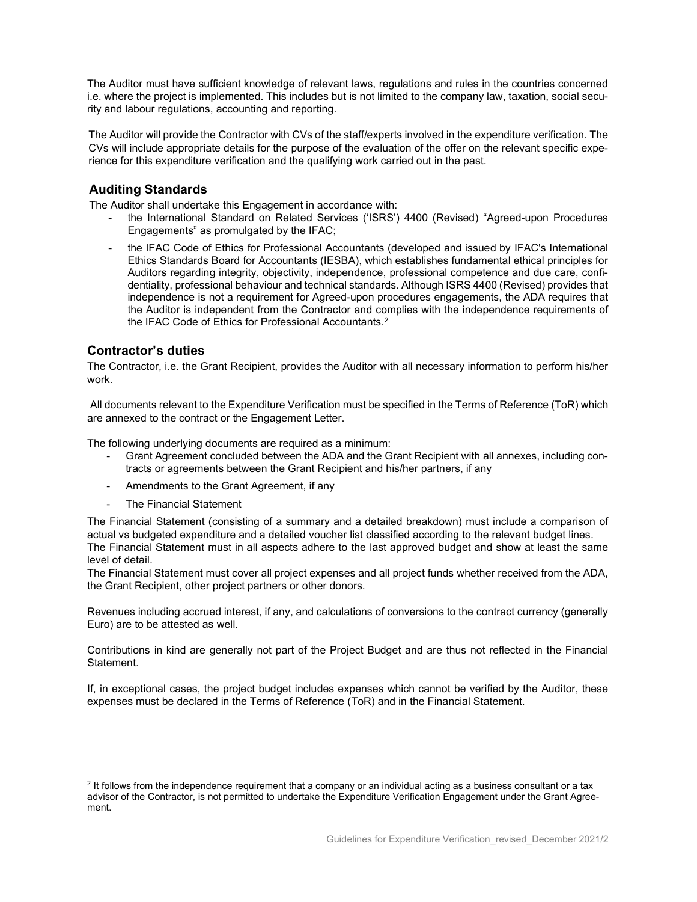The Auditor must have sufficient knowledge of relevant laws, regulations and rules in the countries concerned i.e. where the project is implemented. This includes but is not limited to the company law, taxation, social security and labour regulations, accounting and reporting.

The Auditor will provide the Contractor with CVs of the staff/experts involved in the expenditure verification. The CVs will include appropriate details for the purpose of the evaluation of the offer on the relevant specific experience for this expenditure verification and the qualifying work carried out in the past.

## Auditing Standards

The Auditor shall undertake this Engagement in accordance with:

- the International Standard on Related Services ('ISRS') 4400 (Revised) "Agreed-upon Procedures Engagements" as promulgated by the IFAC;
- the IFAC Code of Ethics for Professional Accountants (developed and issued by IFAC's International Ethics Standards Board for Accountants (IESBA), which establishes fundamental ethical principles for Auditors regarding integrity, objectivity, independence, professional competence and due care, confidentiality, professional behaviour and technical standards. Although ISRS 4400 (Revised) provides that independence is not a requirement for Agreed-upon procedures engagements, the ADA requires that the Auditor is independent from the Contractor and complies with the independence requirements of the IFAC Code of Ethics for Professional Accountants.[2]

## Contractor's duties

The Contractor, i.e. the Grant Recipient, provides the Auditor with all necessary information to perform his/her work.

All documents relevant to the Expenditure Verification must be specified in the Terms of Reference (ToR) which are annexed to the contract or the Engagement Letter.

The following underlying documents are required as a minimum:

- Grant Agreement concluded between the ADA and the Grant Recipient with all annexes, including contracts or agreements between the Grant Recipient and his/her partners, if any
- Amendments to the Grant Agreement, if any
- The Financial Statement

The Financial Statement (consisting of a summary and a detailed breakdown) must include a comparison of actual vs budgeted expenditure and a detailed voucher list classified according to the relevant budget lines.
The Financial Statement must in all aspects adhere to the last approved budget and show at least the same level of detail.
The Financial Statement must cover all project expenses and all project funds whether received from the ADA, the Grant Recipient, other project partners or other donors.

Revenues including accrued interest, if any, and calculations of conversions to the contract currency (generally Euro) are to be attested as well.

Contributions in kind are generally not part of the Project Budget and are thus not reflected in the Financial Statement.

If, in exceptional cases, the project budget includes expenses which cannot be verified by the Auditor, these expenses must be declared in the Terms of Reference (ToR) and in the Financial Statement.

[2] It follows from the independence requirement that a company or an individual acting as a business consultant or a tax advisor of the Contractor, is not permitted to undertake the Expenditure Verification Engagement under the Grant Agreement.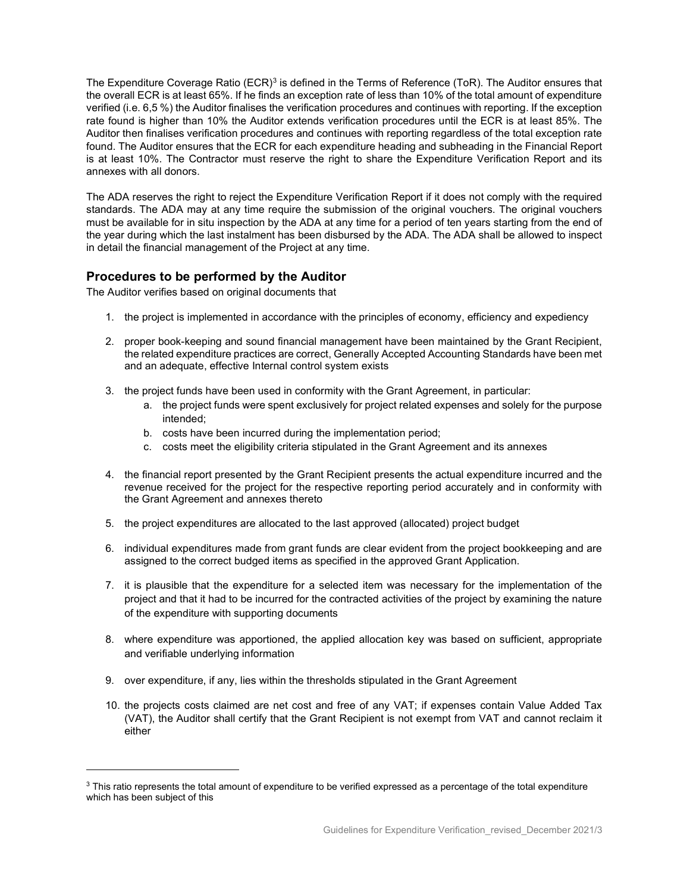The Expenditure Coverage Ratio (ECR)[3] is defined in the Terms of Reference (ToR). The Auditor ensures that the overall ECR is at least 65%. If he finds an exception rate of less than 10% of the total amount of expenditure verified (i.e. 6,5 %) the Auditor finalises the verification procedures and continues with reporting. If the exception rate found is higher than 10% the Auditor extends verification procedures until the ECR is at least 85%. The Auditor then finalises verification procedures and continues with reporting regardless of the total exception rate found. The Auditor ensures that the ECR for each expenditure heading and subheading in the Financial Report is at least 10%. The Contractor must reserve the right to share the Expenditure Verification Report and its annexes with all donors.

The ADA reserves the right to reject the Expenditure Verification Report if it does not comply with the required standards. The ADA may at any time require the submission of the original vouchers. The original vouchers must be available for in situ inspection by the ADA at any time for a period of ten years starting from the end of the year during which the last instalment has been disbursed by the ADA. The ADA shall be allowed to inspect in detail the financial management of the Project at any time.

## Procedures to be performed by the Auditor

The Auditor verifies based on original documents that

1. the project is implemented in accordance with the principles of economy, efficiency and expediency
2. proper book-keeping and sound financial management have been maintained by the Grant Recipient, the related expenditure practices are correct, Generally Accepted Accounting Standards have been met and an adequate, effective Internal control system exists
3. the project funds have been used in conformity with the Grant Agreement, in particular:
    a. the project funds were spent exclusively for project related expenses and solely for the purpose intended;
    b. costs have been incurred during the implementation period;
    c. costs meet the eligibility criteria stipulated in the Grant Agreement and its annexes
4. the financial report presented by the Grant Recipient presents the actual expenditure incurred and the revenue received for the project for the respective reporting period accurately and in conformity with the Grant Agreement and annexes thereto
5. the project expenditures are allocated to the last approved (allocated) project budget
6. individual expenditures made from grant funds are clear evident from the project bookkeeping and are assigned to the correct budged items as specified in the approved Grant Application.
7. it is plausible that the expenditure for a selected item was necessary for the implementation of the project and that it had to be incurred for the contracted activities of the project by examining the nature of the expenditure with supporting documents
8. where expenditure was apportioned, the applied allocation key was based on sufficient, appropriate and verifiable underlying information
9. over expenditure, if any, lies within the thresholds stipulated in the Grant Agreement
10. the projects costs claimed are net cost and free of any VAT; if expenses contain Value Added Tax (VAT), the Auditor shall certify that the Grant Recipient is not exempt from VAT and cannot reclaim it either

---

[3] This ratio represents the total amount of expenditure to be verified expressed as a percentage of the total expenditure which has been subject of this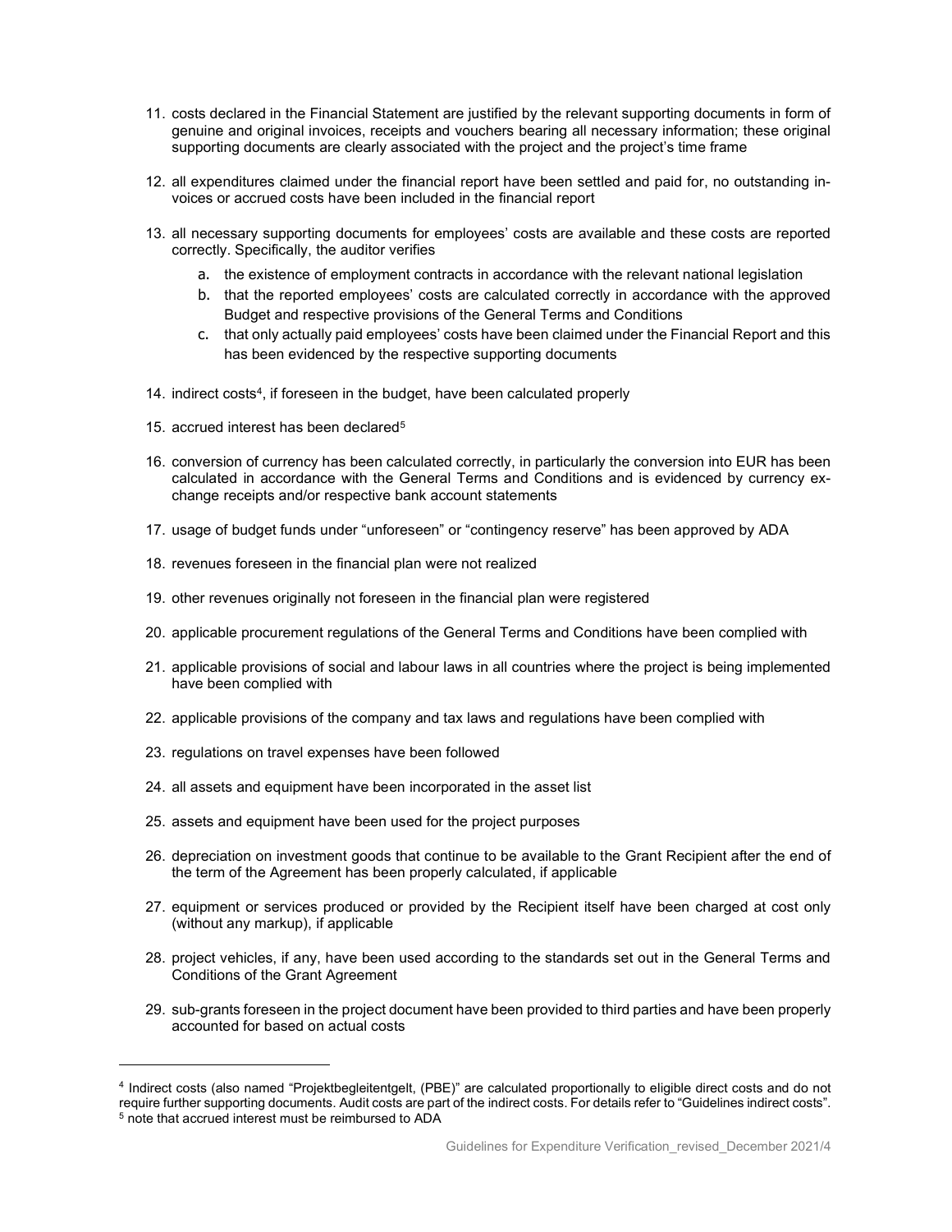11. costs declared in the Financial Statement are justified by the relevant supporting documents in form of genuine and original invoices, receipts and vouchers bearing all necessary information; these original supporting documents are clearly associated with the project and the project's time frame

12. all expenditures claimed under the financial report have been settled and paid for, no outstanding invoices or accrued costs have been included in the financial report

13. all necessary supporting documents for employees' costs are available and these costs are reported correctly. Specifically, the auditor verifies
    a. the existence of employment contracts in accordance with the relevant national legislation
    b. that the reported employees' costs are calculated correctly in accordance with the approved Budget and respective provisions of the General Terms and Conditions
    c. that only actually paid employees' costs have been claimed under the Financial Report and this has been evidenced by the respective supporting documents

14. indirect costs[4], if foreseen in the budget, have been calculated properly

15. accrued interest has been declared[5]

16. conversion of currency has been calculated correctly, in particularly the conversion into EUR has been calculated in accordance with the General Terms and Conditions and is evidenced by currency exchange receipts and/or respective bank account statements

17. usage of budget funds under "unforeseen" or "contingency reserve" has been approved by ADA

18. revenues foreseen in the financial plan were not realized

19. other revenues originally not foreseen in the financial plan were registered

20. applicable procurement regulations of the General Terms and Conditions have been complied with

21. applicable provisions of social and labour laws in all countries where the project is being implemented have been complied with

22. applicable provisions of the company and tax laws and regulations have been complied with

23. regulations on travel expenses have been followed

24. all assets and equipment have been incorporated in the asset list

25. assets and equipment have been used for the project purposes

26. depreciation on investment goods that continue to be available to the Grant Recipient after the end of the term of the Agreement has been properly calculated, if applicable

27. equipment or services produced or provided by the Recipient itself have been charged at cost only (without any markup), if applicable

28. project vehicles, if any, have been used according to the standards set out in the General Terms and Conditions of the Grant Agreement

29. sub-grants foreseen in the project document have been provided to third parties and have been properly accounted for based on actual costs

---

[4] Indirect costs (also named "Projektbegleitentgelt, (PBE)" are calculated proportionally to eligible direct costs and do not require further supporting documents. Audit costs are part of the indirect costs. For details refer to "Guidelines indirect costs".

[5] note that accrued interest must be reimbursed to ADA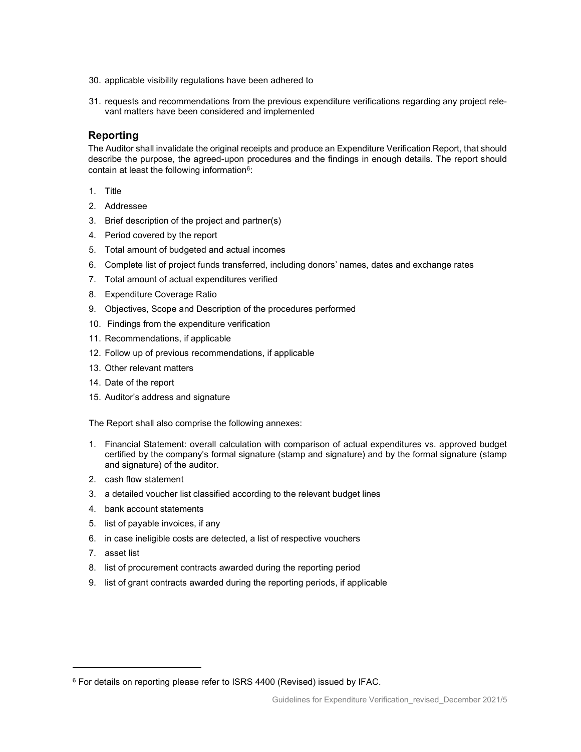30. applicable visibility regulations have been adhered to
31. requests and recommendations from the previous expenditure verifications regarding any project relevant matters have been considered and implemented

## Reporting

The Auditor shall invalidate the original receipts and produce an Expenditure Verification Report, that should describe the purpose, the agreed-upon procedures and the findings in enough details. The report should contain at least the following information[6]:

1. Title
2. Addressee
3. Brief description of the project and partner(s)
4. Period covered by the report
5. Total amount of budgeted and actual incomes
6. Complete list of project funds transferred, including donors' names, dates and exchange rates
7. Total amount of actual expenditures verified
8. Expenditure Coverage Ratio
9. Objectives, Scope and Description of the procedures performed
10. Findings from the expenditure verification
11. Recommendations, if applicable
12. Follow up of previous recommendations, if applicable
13. Other relevant matters
14. Date of the report
15. Auditor's address and signature

The Report shall also comprise the following annexes:

1. Financial Statement: overall calculation with comparison of actual expenditures vs. approved budget certified by the company's formal signature (stamp and signature) and by the formal signature (stamp and signature) of the auditor.
2. cash flow statement
3. a detailed voucher list classified according to the relevant budget lines
4. bank account statements
5. list of payable invoices, if any
6. in case ineligible costs are detected, a list of respective vouchers
7. asset list
8. list of procurement contracts awarded during the reporting period
9. list of grant contracts awarded during the reporting periods, if applicable

---

[6] For details on reporting please refer to ISRS 4400 (Revised) issued by IFAC.